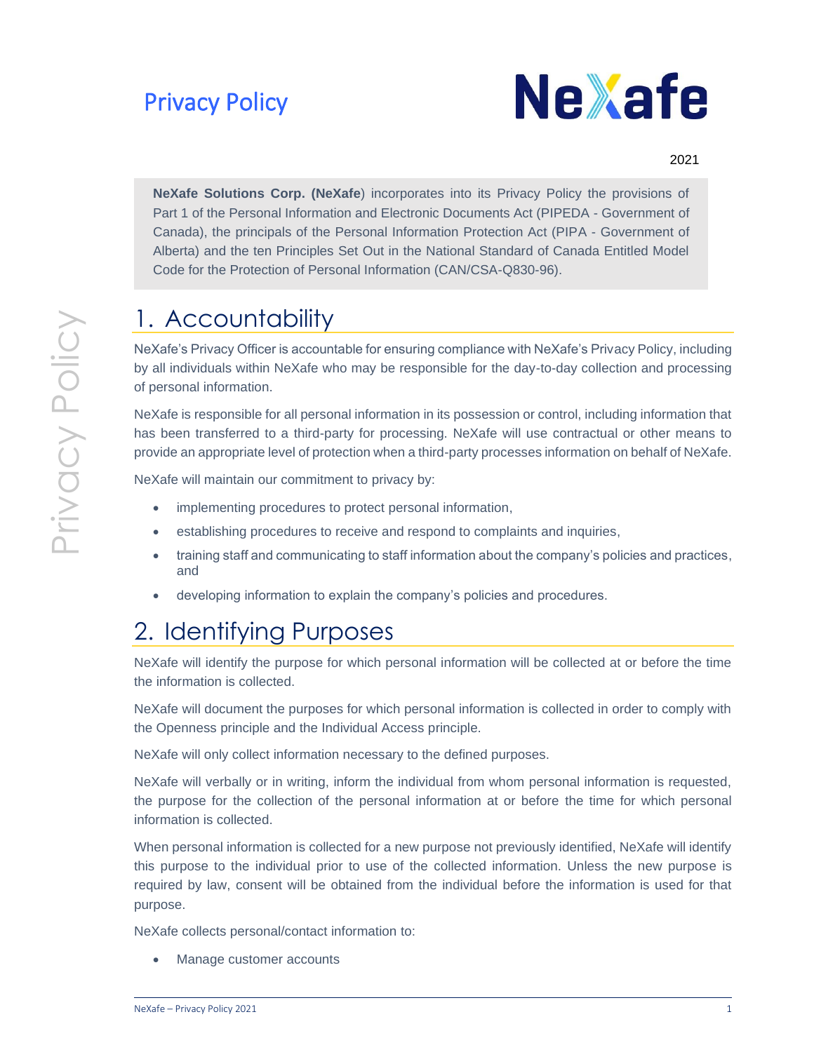# Privacy Policy

NeXafe

2021

**NeXafe Solutions Corp. (NeXafe**) incorporates into its Privacy Policy the provisions of Part 1 of the Personal Information and Electronic Documents Act (PIPEDA - Government of Canada), the principals of the Personal Information Protection Act (PIPA - Government of Alberta) and the ten Principles Set Out in the National Standard of Canada Entitled Model Code for the Protection of Personal Information (CAN/CSA-Q830-96).

## 1. Accountability

NeXafe's Privacy Officer is accountable for ensuring compliance with NeXafe's Privacy Policy, including by all individuals within NeXafe who may be responsible for the day-to-day collection and processing of personal information.

NeXafe is responsible for all personal information in its possession or control, including information that has been transferred to a third-party for processing. NeXafe will use contractual or other means to provide an appropriate level of protection when a third-party processes information on behalf of NeXafe.

NeXafe will maintain our commitment to privacy by:

- implementing procedures to protect personal information,
- establishing procedures to receive and respond to complaints and inquiries,
- training staff and communicating to staff information about the company's policies and practices, and
- developing information to explain the company's policies and procedures.

## 2. Identifying Purposes

NeXafe will identify the purpose for which personal information will be collected at or before the time the information is collected.

NeXafe will document the purposes for which personal information is collected in order to comply with the Openness principle and the Individual Access principle.

NeXafe will only collect information necessary to the defined purposes.

NeXafe will verbally or in writing, inform the individual from whom personal information is requested, the purpose for the collection of the personal information at or before the time for which personal information is collected.

When personal information is collected for a new purpose not previously identified, NeXafe will identify this purpose to the individual prior to use of the collected information. Unless the new purpose is required by law, consent will be obtained from the individual before the information is used for that purpose.

NeXafe collects personal/contact information to:

- Manage customer accounts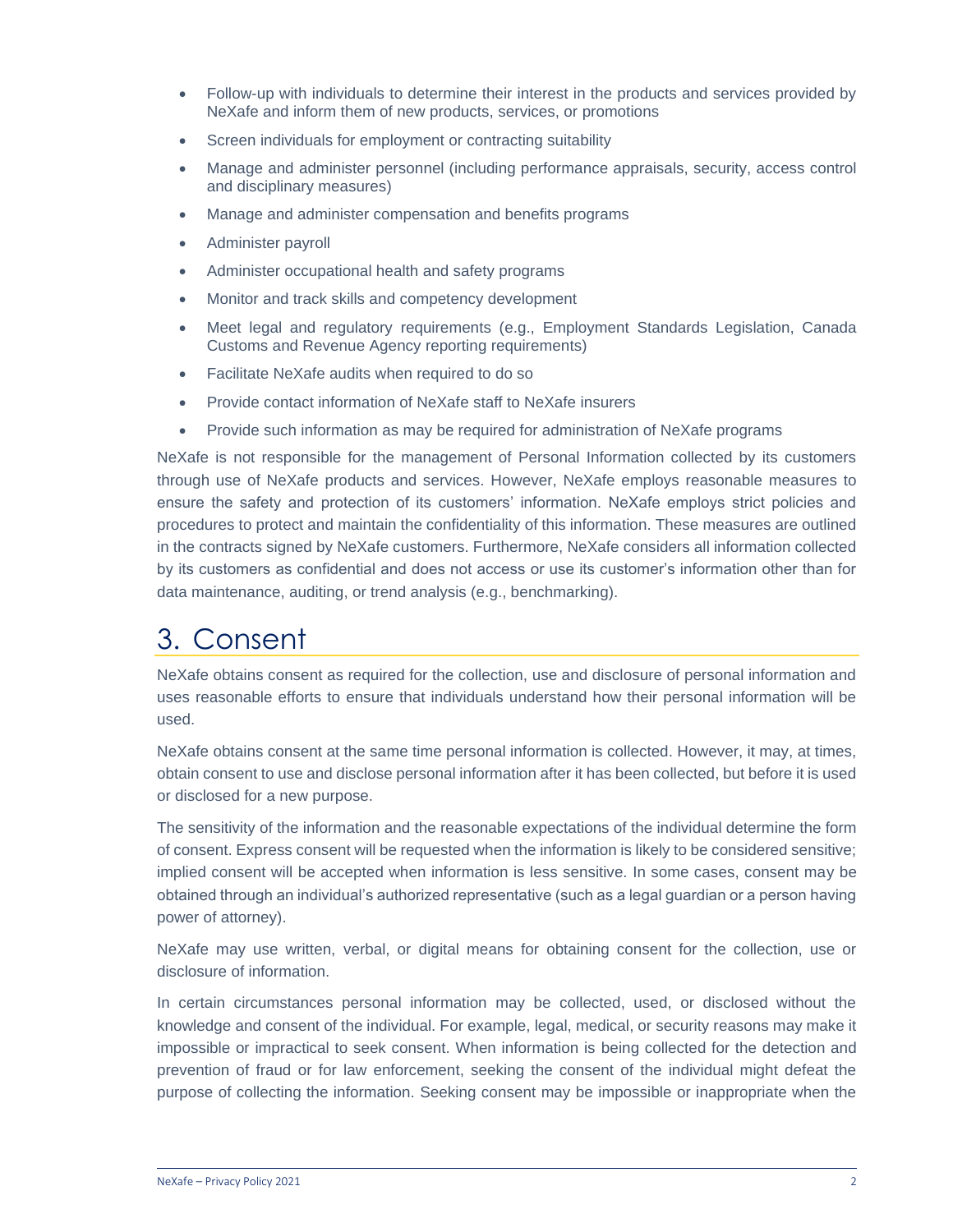- Follow-up with individuals to determine their interest in the products and services provided by NeXafe and inform them of new products, services, or promotions
- Screen individuals for employment or contracting suitability
- Manage and administer personnel (including performance appraisals, security, access control and disciplinary measures)
- Manage and administer compensation and benefits programs
- Administer payroll
- Administer occupational health and safety programs
- Monitor and track skills and competency development
- Meet legal and regulatory requirements (e.g., Employment Standards Legislation, Canada Customs and Revenue Agency reporting requirements)
- Facilitate NeXafe audits when required to do so
- Provide contact information of NeXafe staff to NeXafe insurers
- Provide such information as may be required for administration of NeXafe programs

NeXafe is not responsible for the management of Personal Information collected by its customers through use of NeXafe products and services. However, NeXafe employs reasonable measures to ensure the safety and protection of its customers' information. NeXafe employs strict policies and procedures to protect and maintain the confidentiality of this information. These measures are outlined in the contracts signed by NeXafe customers. Furthermore, NeXafe considers all information collected by its customers as confidential and does not access or use its customer's information other than for data maintenance, auditing, or trend analysis (e.g., benchmarking).

# 3. Consent

NeXafe obtains consent as required for the collection, use and disclosure of personal information and uses reasonable efforts to ensure that individuals understand how their personal information will be used.

NeXafe obtains consent at the same time personal information is collected. However, it may, at times, obtain consent to use and disclose personal information after it has been collected, but before it is used or disclosed for a new purpose.

The sensitivity of the information and the reasonable expectations of the individual determine the form of consent. Express consent will be requested when the information is likely to be considered sensitive; implied consent will be accepted when information is less sensitive. In some cases, consent may be obtained through an individual's authorized representative (such as a legal guardian or a person having power of attorney).

NeXafe may use written, verbal, or digital means for obtaining consent for the collection, use or disclosure of information.

In certain circumstances personal information may be collected, used, or disclosed without the knowledge and consent of the individual. For example, legal, medical, or security reasons may make it impossible or impractical to seek consent. When information is being collected for the detection and prevention of fraud or for law enforcement, seeking the consent of the individual might defeat the purpose of collecting the information. Seeking consent may be impossible or inappropriate when the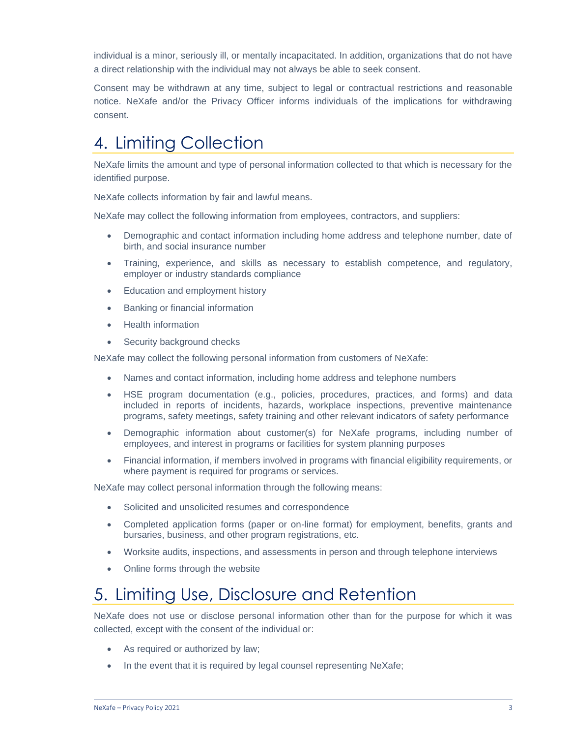individual is a minor, seriously ill, or mentally incapacitated. In addition, organizations that do not have a direct relationship with the individual may not always be able to seek consent.

Consent may be withdrawn at any time, subject to legal or contractual restrictions and reasonable notice. NeXafe and/or the Privacy Officer informs individuals of the implications for withdrawing consent.

# 4. Limiting Collection

NeXafe limits the amount and type of personal information collected to that which is necessary for the identified purpose.

NeXafe collects information by fair and lawful means.

NeXafe may collect the following information from employees, contractors, and suppliers:

- Demographic and contact information including home address and telephone number, date of birth, and social insurance number
- Training, experience, and skills as necessary to establish competence, and regulatory, employer or industry standards compliance
- Education and employment history
- Banking or financial information
- Health information
- Security background checks

NeXafe may collect the following personal information from customers of NeXafe:

- Names and contact information, including home address and telephone numbers
- HSE program documentation (e.g., policies, procedures, practices, and forms) and data included in reports of incidents, hazards, workplace inspections, preventive maintenance programs, safety meetings, safety training and other relevant indicators of safety performance
- Demographic information about customer(s) for NeXafe programs, including number of employees, and interest in programs or facilities for system planning purposes
- Financial information, if members involved in programs with financial eligibility requirements, or where payment is required for programs or services.

NeXafe may collect personal information through the following means:

- Solicited and unsolicited resumes and correspondence
- Completed application forms (paper or on-line format) for employment, benefits, grants and bursaries, business, and other program registrations, etc.
- Worksite audits, inspections, and assessments in person and through telephone interviews
- Online forms through the website

# 5. Limiting Use, Disclosure and Retention

NeXafe does not use or disclose personal information other than for the purpose for which it was collected, except with the consent of the individual or:

- As required or authorized by law;
- In the event that it is required by legal counsel representing NeXafe;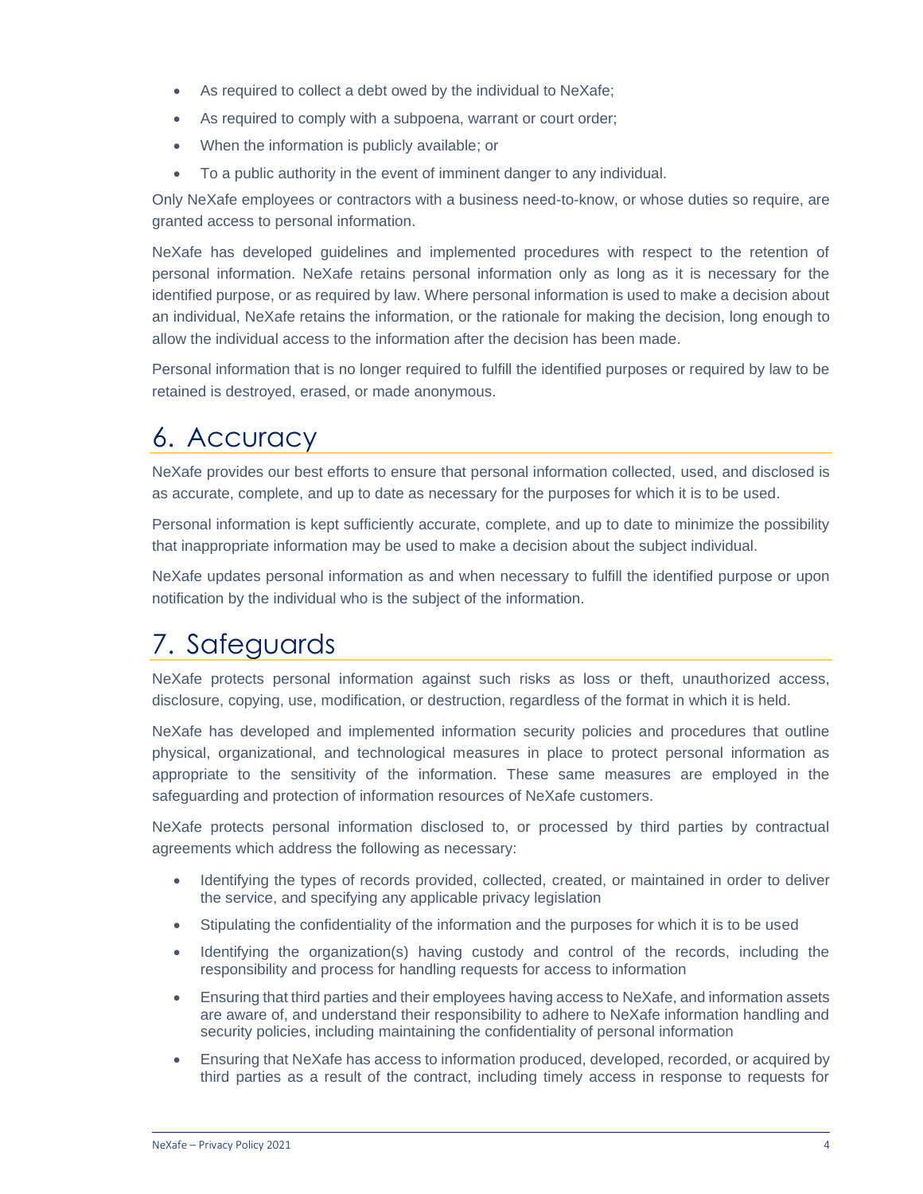- As required to collect a debt owed by the individual to NeXafe;
- As required to comply with a subpoena, warrant or court order;
- When the information is publicly available; or
- To a public authority in the event of imminent danger to any individual.

Only NeXafe employees or contractors with a business need-to-know, or whose duties so require, are granted access to personal information.

NeXafe has developed guidelines and implemented procedures with respect to the retention of personal information. NeXafe retains personal information only as long as it is necessary for the identified purpose, or as required by law. Where personal information is used to make a decision about an individual, NeXafe retains the information, or the rationale for making the decision, long enough to allow the individual access to the information after the decision has been made.

Personal information that is no longer required to fulfill the identified purposes or required by law to be retained is destroyed, erased, or made anonymous.

# 6. Accuracy

NeXafe provides our best efforts to ensure that personal information collected, used, and disclosed is as accurate, complete, and up to date as necessary for the purposes for which it is to be used.

Personal information is kept sufficiently accurate, complete, and up to date to minimize the possibility that inappropriate information may be used to make a decision about the subject individual.

NeXafe updates personal information as and when necessary to fulfill the identified purpose or upon notification by the individual who is the subject of the information.

# 7. Safeguards

NeXafe protects personal information against such risks as loss or theft, unauthorized access, disclosure, copying, use, modification, or destruction, regardless of the format in which it is held.

NeXafe has developed and implemented information security policies and procedures that outline physical, organizational, and technological measures in place to protect personal information as appropriate to the sensitivity of the information. These same measures are employed in the safeguarding and protection of information resources of NeXafe customers.

NeXafe protects personal information disclosed to, or processed by third parties by contractual agreements which address the following as necessary:

- Identifying the types of records provided, collected, created, or maintained in order to deliver the service, and specifying any applicable privacy legislation
- Stipulating the confidentiality of the information and the purposes for which it is to be used
- Identifying the organization(s) having custody and control of the records, including the responsibility and process for handling requests for access to information
- Ensuring that third parties and their employees having access to NeXafe, and information assets are aware of, and understand their responsibility to adhere to NeXafe information handling and security policies, including maintaining the confidentiality of personal information
- Ensuring that NeXafe has access to information produced, developed, recorded, or acquired by third parties as a result of the contract, including timely access in response to requests for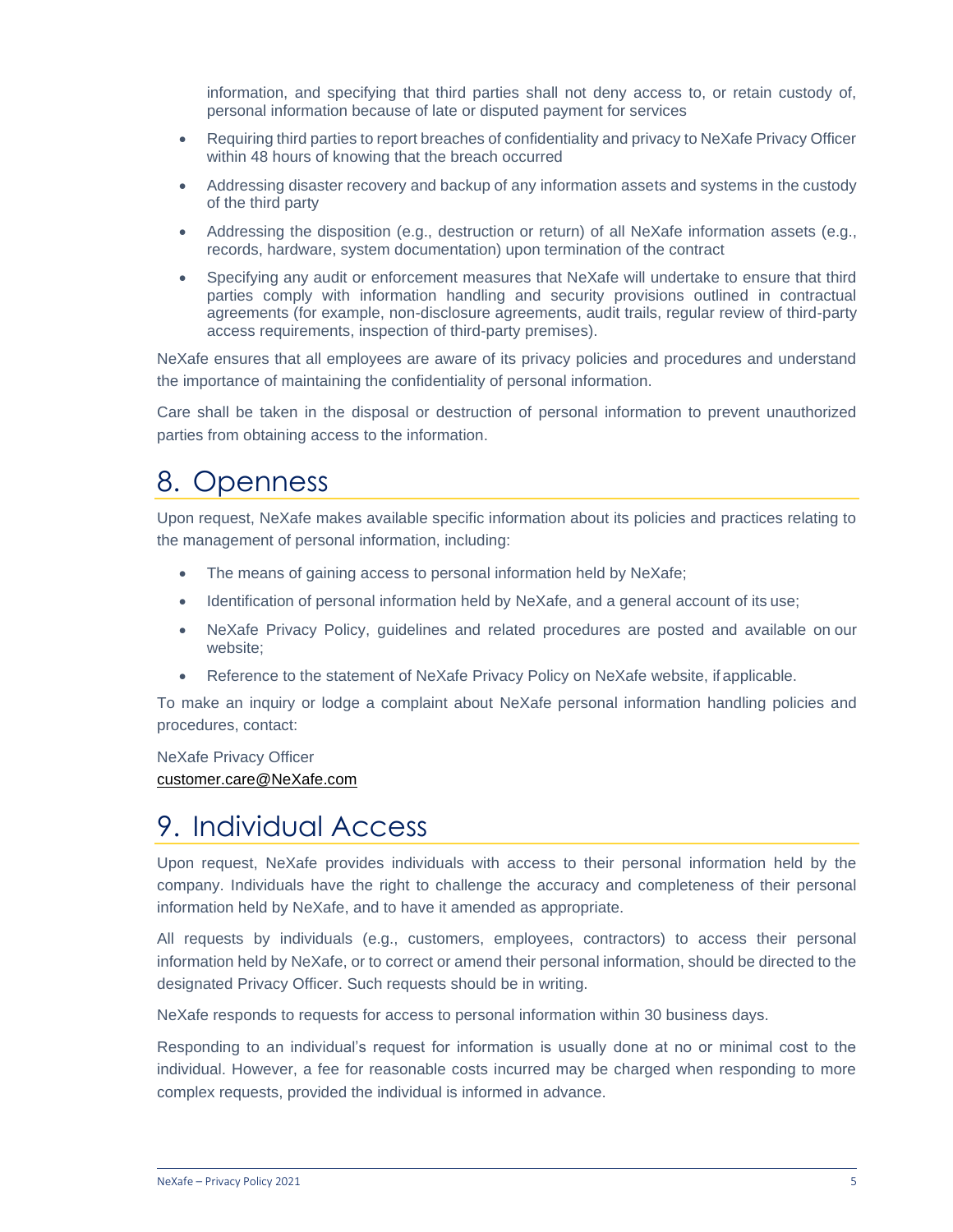information, and specifying that third parties shall not deny access to, or retain custody of, personal information because of late or disputed payment for services

- Requiring third parties to report breaches of confidentiality and privacy to NeXafe Privacy Officer within 48 hours of knowing that the breach occurred
- Addressing disaster recovery and backup of any information assets and systems in the custody of the third party
- Addressing the disposition (e.g., destruction or return) of all NeXafe information assets (e.g., records, hardware, system documentation) upon termination of the contract
- Specifying any audit or enforcement measures that NeXafe will undertake to ensure that third parties comply with information handling and security provisions outlined in contractual agreements (for example, non-disclosure agreements, audit trails, regular review of third-party access requirements, inspection of third-party premises).

NeXafe ensures that all employees are aware of its privacy policies and procedures and understand the importance of maintaining the confidentiality of personal information.

Care shall be taken in the disposal or destruction of personal information to prevent unauthorized parties from obtaining access to the information.

# 8. Openness

Upon request, NeXafe makes available specific information about its policies and practices relating to the management of personal information, including:

- The means of gaining access to personal information held by NeXafe;
- Identification of personal information held by NeXafe, and a general account of its use;
- NeXafe Privacy Policy, guidelines and related procedures are posted and available on our website;
- Reference to the statement of NeXafe Privacy Policy on NeXafe website, if applicable.

To make an inquiry or lodge a complaint about NeXafe personal information handling policies and procedures, contact:

NeXafe Privacy Officer
customer.care@NeXafe.com

# 9. Individual Access

Upon request, NeXafe provides individuals with access to their personal information held by the company. Individuals have the right to challenge the accuracy and completeness of their personal information held by NeXafe, and to have it amended as appropriate.

All requests by individuals (e.g., customers, employees, contractors) to access their personal information held by NeXafe, or to correct or amend their personal information, should be directed to the designated Privacy Officer. Such requests should be in writing.

NeXafe responds to requests for access to personal information within 30 business days.

Responding to an individual's request for information is usually done at no or minimal cost to the individual. However, a fee for reasonable costs incurred may be charged when responding to more complex requests, provided the individual is informed in advance.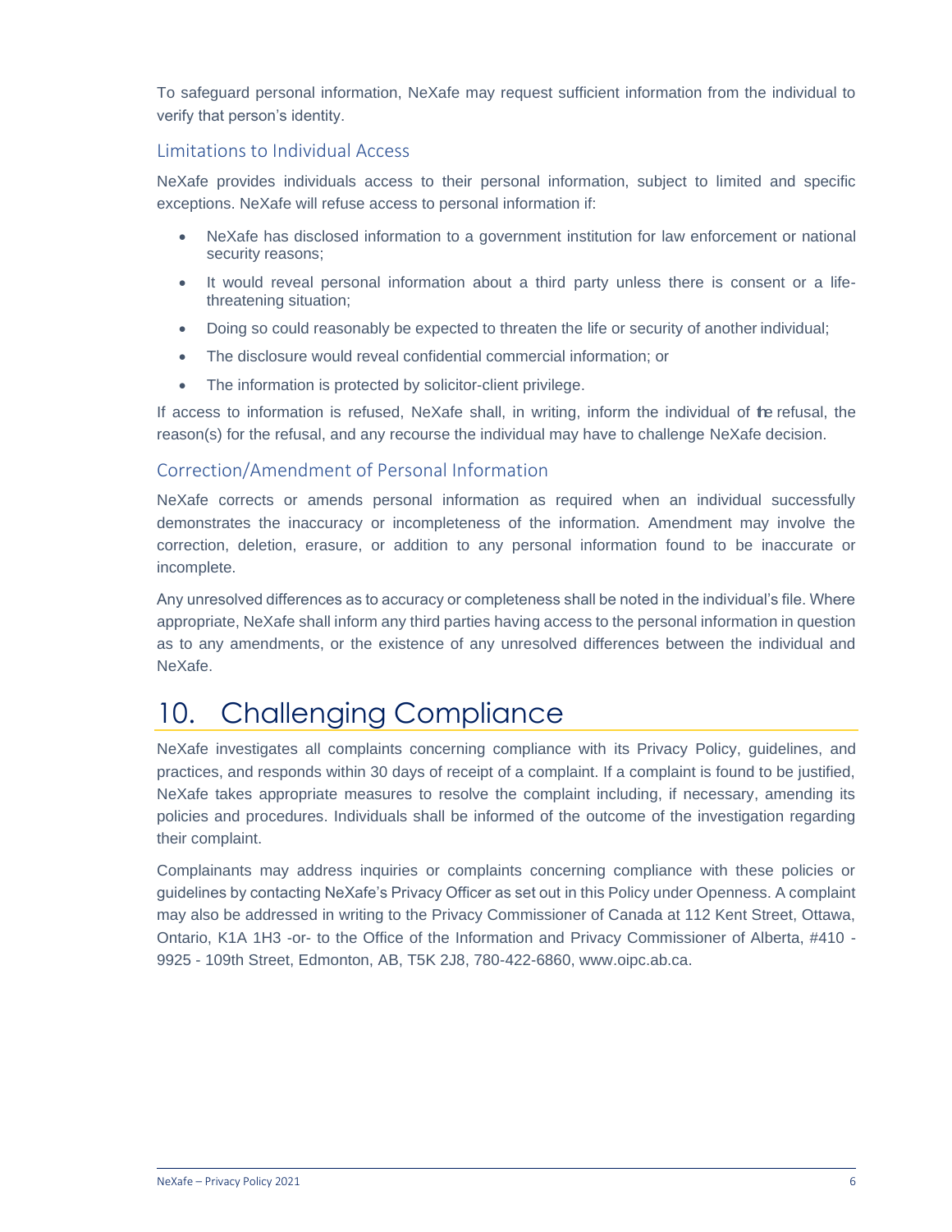To safeguard personal information, NeXafe may request sufficient information from the individual to verify that person's identity.

### Limitations to Individual Access

NeXafe provides individuals access to their personal information, subject to limited and specific exceptions. NeXafe will refuse access to personal information if:

- NeXafe has disclosed information to a government institution for law enforcement or national security reasons;
- It would reveal personal information about a third party unless there is consent or a life-threatening situation;
- Doing so could reasonably be expected to threaten the life or security of another individual;
- The disclosure would reveal confidential commercial information; or
- The information is protected by solicitor-client privilege.

If access to information is refused, NeXafe shall, in writing, inform the individual of the refusal, the reason(s) for the refusal, and any recourse the individual may have to challenge NeXafe decision.

### Correction/Amendment of Personal Information

NeXafe corrects or amends personal information as required when an individual successfully demonstrates the inaccuracy or incompleteness of the information. Amendment may involve the correction, deletion, erasure, or addition to any personal information found to be inaccurate or incomplete.

Any unresolved differences as to accuracy or completeness shall be noted in the individual's file. Where appropriate, NeXafe shall inform any third parties having access to the personal information in question as to any amendments, or the existence of any unresolved differences between the individual and NeXafe.

# 10. Challenging Compliance

NeXafe investigates all complaints concerning compliance with its Privacy Policy, guidelines, and practices, and responds within 30 days of receipt of a complaint. If a complaint is found to be justified, NeXafe takes appropriate measures to resolve the complaint including, if necessary, amending its policies and procedures. Individuals shall be informed of the outcome of the investigation regarding their complaint.

Complainants may address inquiries or complaints concerning compliance with these policies or guidelines by contacting NeXafe's Privacy Officer as set out in this Policy under Openness. A complaint may also be addressed in writing to the Privacy Commissioner of Canada at 112 Kent Street, Ottawa, Ontario, K1A 1H3 -or- to the Office of the Information and Privacy Commissioner of Alberta, #410 - 9925 - 109th Street, Edmonton, AB, T5K 2J8, 780-422-6860, www.oipc.ab.ca.